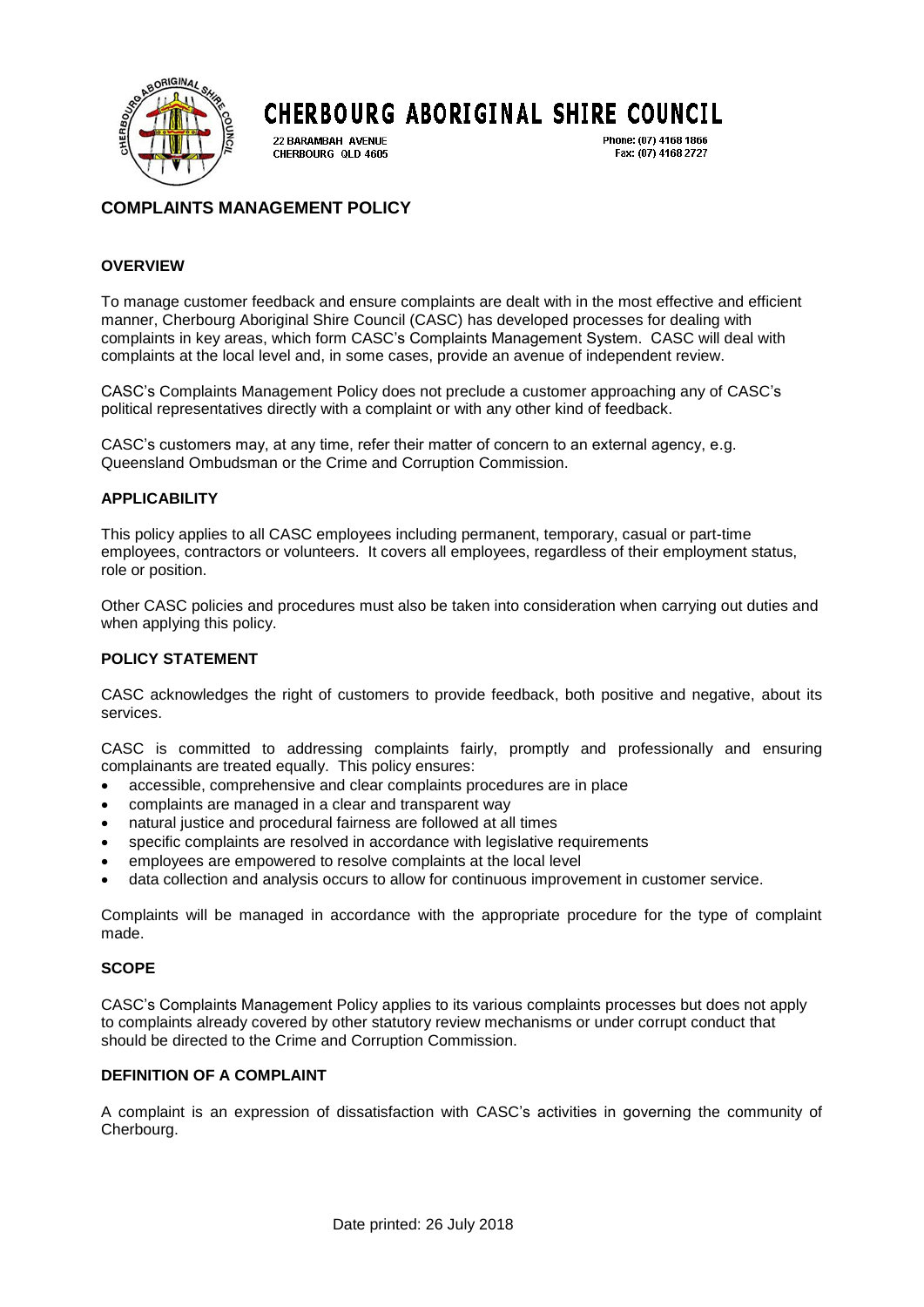# CHERBOURG ABORIGINAL SHIRE COUNCIL

22 BARAMBAH AVENUE
CHERBOURG QLD 4605

Phone: (07) 4168 1866
Fax: (07) 4168 2727

## COMPLAINTS MANAGEMENT POLICY

### OVERVIEW

To manage customer feedback and ensure complaints are dealt with in the most effective and efficient manner, Cherbourg Aboriginal Shire Council (CASC) has developed processes for dealing with complaints in key areas, which form CASC's Complaints Management System. CASC will deal with complaints at the local level and, in some cases, provide an avenue of independent review.

CASC's Complaints Management Policy does not preclude a customer approaching any of CASC's political representatives directly with a complaint or with any other kind of feedback.

CASC's customers may, at any time, refer their matter of concern to an external agency, e.g. Queensland Ombudsman or the Crime and Corruption Commission.

### APPLICABILITY

This policy applies to all CASC employees including permanent, temporary, casual or part-time employees, contractors or volunteers. It covers all employees, regardless of their employment status, role or position.

Other CASC policies and procedures must also be taken into consideration when carrying out duties and when applying this policy.

### POLICY STATEMENT

CASC acknowledges the right of customers to provide feedback, both positive and negative, about its services.

CASC is committed to addressing complaints fairly, promptly and professionally and ensuring complainants are treated equally. This policy ensures:

- accessible, comprehensive and clear complaints procedures are in place
- complaints are managed in a clear and transparent way
- natural justice and procedural fairness are followed at all times
- specific complaints are resolved in accordance with legislative requirements
- employees are empowered to resolve complaints at the local level
- data collection and analysis occurs to allow for continuous improvement in customer service.

Complaints will be managed in accordance with the appropriate procedure for the type of complaint made.

### SCOPE

CASC's Complaints Management Policy applies to its various complaints processes but does not apply to complaints already covered by other statutory review mechanisms or under corrupt conduct that should be directed to the Crime and Corruption Commission.

### DEFINITION OF A COMPLAINT

A complaint is an expression of dissatisfaction with CASC's activities in governing the community of Cherbourg.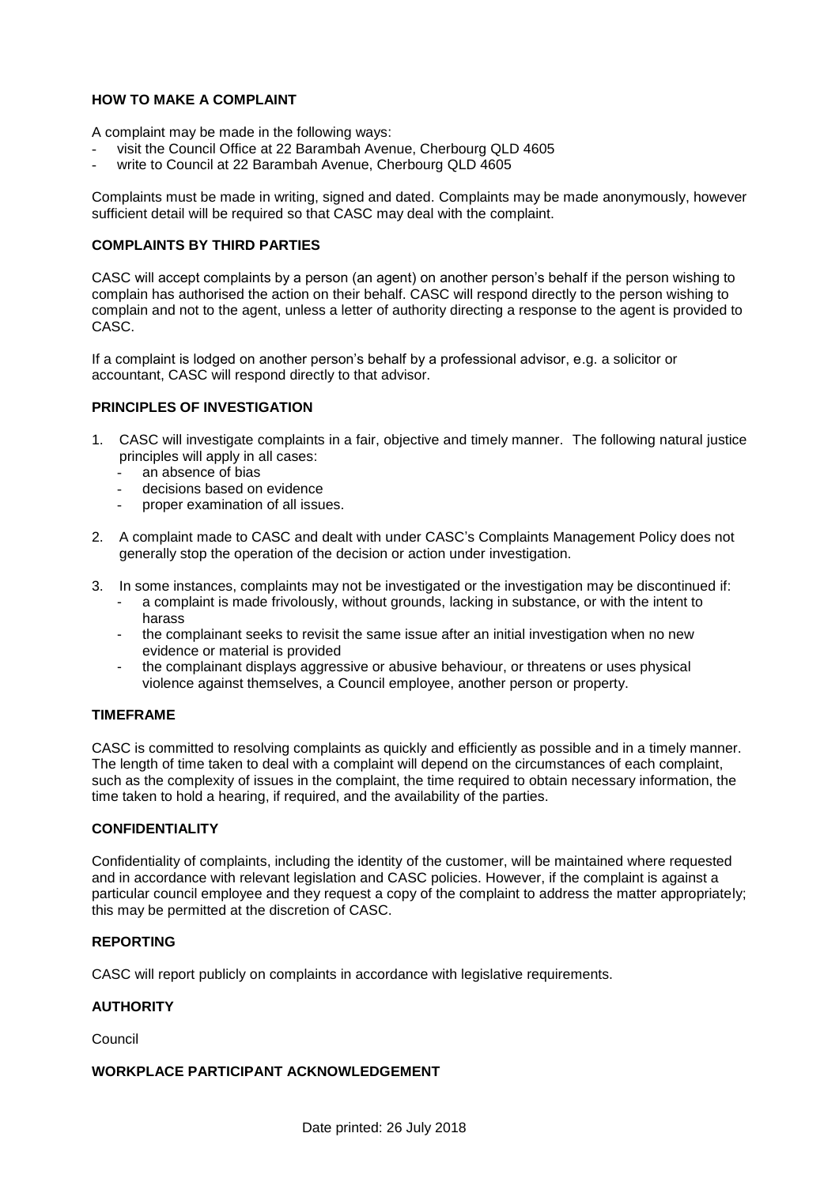## HOW TO MAKE A COMPLAINT

A complaint may be made in the following ways:

- visit the Council Office at 22 Barambah Avenue, Cherbourg QLD 4605
- write to Council at 22 Barambah Avenue, Cherbourg QLD 4605

Complaints must be made in writing, signed and dated. Complaints may be made anonymously, however sufficient detail will be required so that CASC may deal with the complaint.

## COMPLAINTS BY THIRD PARTIES

CASC will accept complaints by a person (an agent) on another person's behalf if the person wishing to complain has authorised the action on their behalf. CASC will respond directly to the person wishing to complain and not to the agent, unless a letter of authority directing a response to the agent is provided to CASC.

If a complaint is lodged on another person's behalf by a professional advisor, e.g. a solicitor or accountant, CASC will respond directly to that advisor.

## PRINCIPLES OF INVESTIGATION

1. CASC will investigate complaints in a fair, objective and timely manner. The following natural justice principles will apply in all cases:
   - an absence of bias
   - decisions based on evidence
   - proper examination of all issues.

2. A complaint made to CASC and dealt with under CASC's Complaints Management Policy does not generally stop the operation of the decision or action under investigation.

3. In some instances, complaints may not be investigated or the investigation may be discontinued if:
   - a complaint is made frivolously, without grounds, lacking in substance, or with the intent to harass
   - the complainant seeks to revisit the same issue after an initial investigation when no new evidence or material is provided
   - the complainant displays aggressive or abusive behaviour, or threatens or uses physical violence against themselves, a Council employee, another person or property.

## TIMEFRAME

CASC is committed to resolving complaints as quickly and efficiently as possible and in a timely manner. The length of time taken to deal with a complaint will depend on the circumstances of each complaint, such as the complexity of issues in the complaint, the time required to obtain necessary information, the time taken to hold a hearing, if required, and the availability of the parties.

## CONFIDENTIALITY

Confidentiality of complaints, including the identity of the customer, will be maintained where requested and in accordance with relevant legislation and CASC policies. However, if the complaint is against a particular council employee and they request a copy of the complaint to address the matter appropriately; this may be permitted at the discretion of CASC.

## REPORTING

CASC will report publicly on complaints in accordance with legislative requirements.

## AUTHORITY

Council

## WORKPLACE PARTICIPANT ACKNOWLEDGEMENT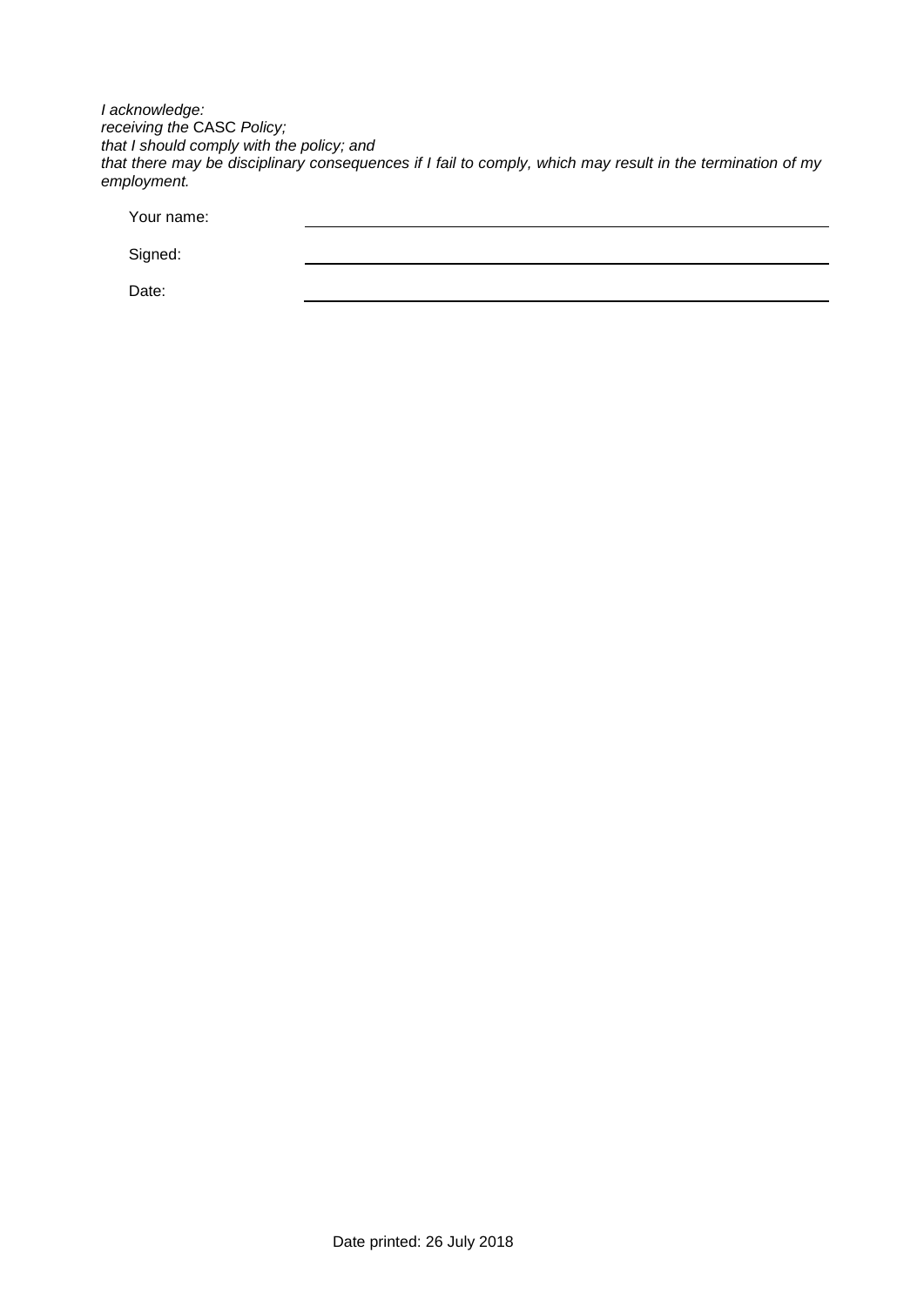*I acknowledge:*
*receiving the* CASC *Policy;*
*that I should comply with the policy; and*
*that there may be disciplinary consequences if I fail to comply, which may result in the termination of my employment.*

Your name: \_\_\_\_\_\_\_\_\_\_\_\_\_\_\_\_\_\_\_\_\_\_\_\_\_\_\_\_\_\_\_\_\_\_\_\_\_\_\_\_\_\_

Signed: \_\_\_\_\_\_\_\_\_\_\_\_\_\_\_\_\_\_\_\_\_\_\_\_\_\_\_\_\_\_\_\_\_\_\_\_\_\_\_\_\_\_

Date: \_\_\_\_\_\_\_\_\_\_\_\_\_\_\_\_\_\_\_\_\_\_\_\_\_\_\_\_\_\_\_\_\_\_\_\_\_\_\_\_\_\_

Date printed: 26 July 2018